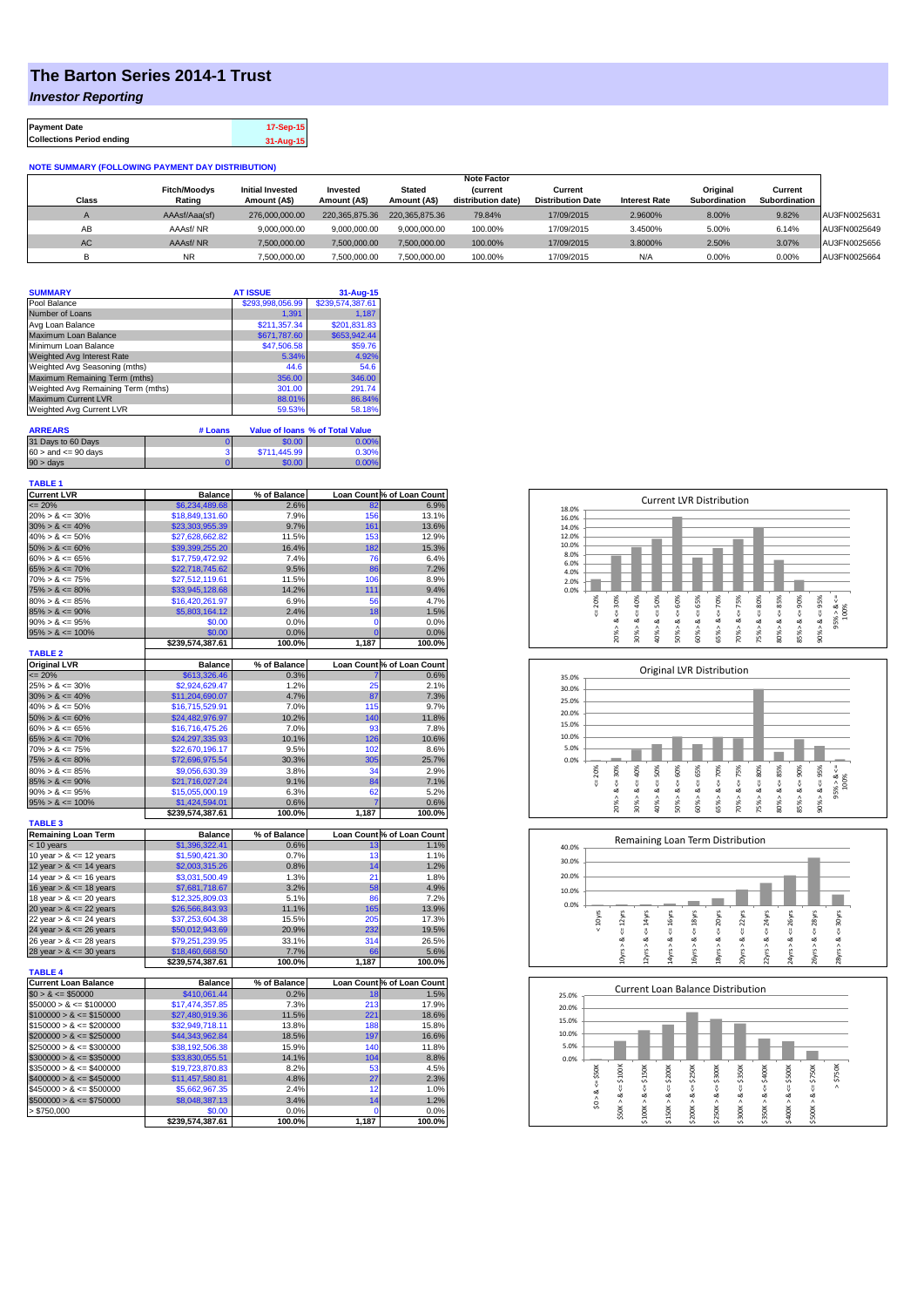# The Barton Series 2014-1 Trust

## *Investor Reporting*

| | |
|---|---|
| **Payment Date** | 17-Sep-15 |
| **Collections Period ending** | 31-Aug-15 |

**NOTE SUMMARY (FOLLOWING PAYMENT DAY DISTRIBUTION)**

| Class | Fitch/Moodys Rating | Initial Invested Amount (A$) | Invested Amount (A$) | Stated Amount (A$) | Note Factor (current distribution date) | Current Distribution Date | Interest Rate | Original Subordination | Current Subordination | |
|---|---|---|---|---|---|---|---|---|---|---|
| A | AAAsf/Aaa(sf) | 276,000,000.00 | 220,365,875.36 | 220,365,875.36 | 79.84% | 17/09/2015 | 2.9600% | 8.00% | 9.82% | AU3FN0025631 |
| AB | AAAsf/ NR | 9,000,000.00 | 9,000,000.00 | 9,000,000.00 | 100.00% | 17/09/2015 | 3.4500% | 5.00% | 6.14% | AU3FN0025649 |
| AC | AAAsf/ NR | 7,500,000.00 | 7,500,000.00 | 7,500,000.00 | 100.00% | 17/09/2015 | 3.8000% | 2.50% | 3.07% | AU3FN0025656 |
| B | NR | 7,500,000.00 | 7,500,000.00 | 7,500,000.00 | 100.00% | 17/09/2015 | N/A | 0.00% | 0.00% | AU3FN0025664 |

| SUMMARY | AT ISSUE | 31-Aug-15 |
|---|---|---|
| Pool Balance | $293,998,056.99 | $239,574,387.61 |
| Number of Loans | 1,391 | 1,187 |
| Avg Loan Balance | $211,357.34 | $201,831.83 |
| Maximum Loan Balance | $671,787.60 | $653,942.44 |
| Minimum Loan Balance | $47,506.58 | $59.76 |
| Weighted Avg Interest Rate | 5.34% | 4.92% |
| Weighted Avg Seasoning (mths) | 44.6 | 54.6 |
| Maximum Remaining Term (mths) | 356.00 | 346.00 |
| Weighted Avg Remaining Term (mths) | 301.00 | 291.74 |
| Maximum Current LVR | 88.01% | 86.84% |
| Weighted Avg Current LVR | 59.53% | 58.18% |

| ARREARS | # Loans | Value of loans | % of Total Value |
|---|---|---|---|
| 31 Days to 60 Days | 0 | $0.00 | 0.00% |
| 60 > and <= 90 days | 3 | $711,445.99 | 0.30% |
| 90 > days | 0 | $0.00 | 0.00% |

**TABLE 1**

| Current LVR | Balance | % of Balance | Loan Count | % of Loan Count |
|---|---|---|---|---|
| <= 20% | $6,234,489.68 | 2.6% | 82 | 6.9% |
| 20% > & <= 30% | $18,849,131.60 | 7.9% | 156 | 13.1% |
| 30% > & <= 40% | $23,303,955.39 | 9.7% | 161 | 13.6% |
| 40% > & <= 50% | $27,628,662.82 | 11.5% | 153 | 12.9% |
| 50% > & <= 60% | $39,399,255.20 | 16.4% | 182 | 15.3% |
| 60% > & <= 65% | $17,759,472.92 | 7.4% | 76 | 6.4% |
| 65% > & <= 70% | $22,718,745.62 | 9.5% | 86 | 7.2% |
| 70% > & <= 75% | $27,512,119.61 | 11.5% | 106 | 8.9% |
| 75% > & <= 80% | $33,945,128.68 | 14.2% | 111 | 9.4% |
| 80% > & <= 85% | $16,420,261.97 | 6.9% | 56 | 4.7% |
| 85% > & <= 90% | $5,803,164.12 | 2.4% | 18 | 1.5% |
| 90% > & <= 95% | $0.00 | 0.0% | 0 | 0.0% |
| 95% > & <= 100% | $0.00 | 0.0% | 0 | 0.0% |
| | $239,574,387.61 | 100.0% | 1,187 | 100.0% |

**TABLE 2**

| Original LVR | Balance | % of Balance | Loan Count | % of Loan Count |
|---|---|---|---|---|
| <= 20% | $613,326.46 | 0.3% | 7 | 0.6% |
| 25% > & <= 30% | $2,924,629.47 | 1.2% | 25 | 2.1% |
| 30% > & <= 40% | $11,204,690.07 | 4.7% | 87 | 7.3% |
| 40% > & <= 50% | $16,715,529.91 | 7.0% | 115 | 9.7% |
| 50% > & <= 60% | $24,482,976.97 | 10.2% | 140 | 11.8% |
| 60% > & <= 65% | $16,716,475.26 | 7.0% | 93 | 7.8% |
| 65% > & <= 70% | $24,297,335.93 | 10.1% | 126 | 10.6% |
| 70% > & <= 75% | $22,670,196.17 | 9.5% | 102 | 8.6% |
| 75% > & <= 80% | $72,696,975.54 | 30.3% | 305 | 25.7% |
| 80% > & <= 85% | $9,056,630.39 | 3.8% | 34 | 2.9% |
| 85% > & <= 90% | $21,716,027.24 | 9.1% | 84 | 7.1% |
| 90% > & <= 95% | $15,055,000.19 | 6.3% | 62 | 5.2% |
| 95% > & <= 100% | $1,424,594.01 | 0.6% | 7 | 0.6% |
| | $239,574,387.61 | 100.0% | 1,187 | 100.0% |

**TABLE 3**

| Remaining Loan Term | Balance | % of Balance | Loan Count | % of Loan Count |
|---|---|---|---|---|
| < 10 years | $1,396,322.41 | 0.6% | 13 | 1.1% |
| 10 year > & <= 12 years | $1,590,421.30 | 0.7% | 13 | 1.1% |
| 12 year > & <= 14 years | $2,003,315.26 | 0.8% | 14 | 1.2% |
| 14 year > & <= 16 years | $3,031,500.49 | 1.3% | 21 | 1.8% |
| 16 year > & <= 18 years | $7,681,718.67 | 3.2% | 58 | 4.9% |
| 18 year > & <= 20 years | $12,325,809.03 | 5.1% | 86 | 7.2% |
| 20 year > & <= 22 years | $26,566,843.93 | 11.1% | 165 | 13.9% |
| 22 year > & <= 24 years | $37,253,604.38 | 15.5% | 205 | 17.3% |
| 24 year > & <= 26 years | $50,012,943.69 | 20.9% | 232 | 19.5% |
| 26 year > & <= 28 years | $79,251,239.95 | 33.1% | 314 | 26.5% |
| 28 year > & <= 30 years | $18,460,668.50 | 7.7% | 66 | 5.6% |
| | $239,574,387.61 | 100.0% | 1,187 | 100.0% |

**TABLE 4**

| Current Loan Balance | Balance | % of Balance | Loan Count | % of Loan Count |
|---|---|---|---|---|
| $0 > & <= $50000 | $410,061.44 | 0.2% | 18 | 1.5% |
| $50000 > & <= $100000 | $17,474,357.85 | 7.3% | 213 | 17.9% |
| $100000 > & <= $150000 | $27,480,919.36 | 11.5% | 221 | 18.6% |
| $150000 > & <= $200000 | $32,949,718.11 | 13.8% | 188 | 15.8% |
| $200000 > & <= $250000 | $44,343,962.84 | 18.5% | 197 | 16.6% |
| $250000 > & <= $300000 | $38,192,506.38 | 15.9% | 140 | 11.8% |
| $300000 > & <= $350000 | $33,830,055.51 | 14.1% | 104 | 8.8% |
| $350000 > & <= $400000 | $19,723,870.83 | 8.2% | 53 | 4.5% |
| $400000 > & <= $450000 | $11,457,580.81 | 4.8% | 27 | 2.3% |
| $450000 > & <= $500000 | $5,662,967.35 | 2.4% | 12 | 1.0% |
| $500000 > & <= $750000 | $8,048,387.13 | 3.4% | 14 | 1.2% |
| > $750,000 | $0.00 | 0.0% | 0 | 0.0% |
| | $239,574,387.61 | 100.0% | 1,187 | 100.0% |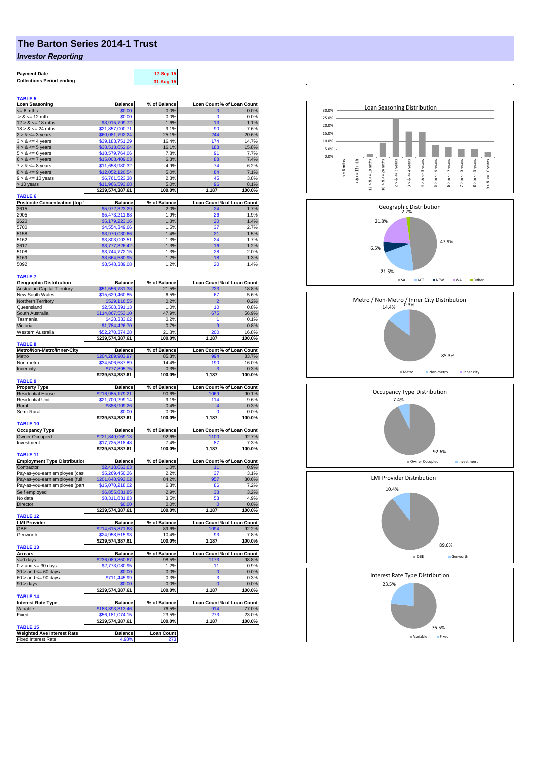# The Barton Series 2014-1 Trust

## *Investor Reporting*

| | |
|---|---|
| **Payment Date** | **17-Sep-15** |
| **Collections Period ending** | **31-Aug-15** |

**TABLE 5**

| Loan Seasoning | Balance | % of Balance | Loan Count | % of Loan Count |
|---|---|---|---|---|
| <= 6 mths | $0.00 | 0.0% | 0 | 0.0% |
| > & <= 12 mth | $0.00 | 0.0% | 0 | 0.0% |
| 12 > & <= 18 mths | $3,915,799.72 | 1.6% | 13 | 1.1% |
| 18 > & <= 24 mths | $21,857,000.71 | 9.1% | 90 | 7.6% |
| 2 > & <= 3 years | $60,081,792.24 | 25.1% | 244 | 20.6% |
| 3 > & <= 4 years | $39,183,751.29 | 16.4% | 174 | 14.7% |
| 4 > & <= 5 years | $38,513,652.64 | 16.1% | 188 | 15.8% |
| 5 > & <= 6 years | $18,579,764.06 | 7.8% | 91 | 7.7% |
| 6 > & <= 7 years | $15,003,409.03 | 6.3% | 88 | 7.4% |
| 7 > & <= 8 years | $11,658,980.32 | 4.9% | 74 | 6.2% |
| 8 > & <= 9 years | $12,052,120.54 | 5.0% | 84 | 7.1% |
| 9 > & <= 10 years | $6,761,523.38 | 2.8% | 45 | 3.8% |
| > 10 years | $11,966,593.68 | 5.0% | 96 | 8.1% |
| | $239,574,387.61 | 100.0% | 1,187 | 100.0% |

**TABLE 6**

| Postcode Concentration (top | Balance | % of Balance | Loan Count | % of Loan Count |
|---|---|---|---|---|
| 2615 | $5,972,323.29 | 2.0% | 24 | 1.7% |
| 2905 | $5,473,211.68 | 1.9% | 26 | 1.9% |
| 2620 | $5,179,223.16 | 1.8% | 20 | 1.4% |
| 5700 | $4,554,349.66 | 1.5% | 37 | 2.7% |
| 5158 | $3,970,030.66 | 1.4% | 21 | 1.5% |
| 5162 | $3,803,003.51 | 1.3% | 24 | 1.7% |
| 2617 | $3,777,326.42 | 1.3% | 16 | 1.2% |
| 5108 | $3,744,772.15 | 1.3% | 28 | 2.0% |
| 5169 | $3,664,580.95 | 1.2% | 18 | 1.3% |
| 5092 | $3,548,389.08 | 1.2% | 20 | 1.4% |

**TABLE 7**

| Geographic Distribution | Balance | % of Balance | Loan Count | % of Loan Count |
|---|---|---|---|---|
| Australian Capital Territory | $51,556,731.38 | 21.5% | 223 | 18.8% |
| New South Wales | $15,629,460.85 | 6.5% | 67 | 5.6% |
| Northern Territory | $529,116.55 | 0.2% | 2 | 0.2% |
| Queensland | $2,508,391.13 | 1.0% | 10 | 0.8% |
| South Australia | $114,867,553.10 | 47.9% | 675 | 56.9% |
| Tasmania | $428,333.62 | 0.2% | 1 | 0.1% |
| Victoria | $1,784,426.70 | 0.7% | 9 | 0.8% |
| Western Australia | $52,270,374.28 | 21.8% | 200 | 16.8% |
| | $239,574,387.61 | 100.0% | 1,187 | 100.0% |

**TABLE 8**

| Metro/Non-Metro/Inner-City | Balance | % of Balance | Loan Count | % of Loan Count |
|---|---|---|---|---|
| Metro | $204,289,903.97 | 85.3% | 994 | 83.7% |
| Non-metro | $34,506,587.89 | 14.4% | 190 | 16.0% |
| Inner city | $777,895.75 | 0.3% | 3 | 0.3% |
| | $239,574,387.61 | 100.0% | 1,187 | 100.0% |

**TABLE 9**

| Property Type | Balance | % of Balance | Loan Count | % of Loan Count |
|---|---|---|---|---|
| Residential House | $216,985,179.21 | 90.6% | 1069 | 90.1% |
| Residential Unit | $21,700,299.14 | 9.1% | 114 | 9.6% |
| Rural | $888,909.26 | 0.4% | 4 | 0.3% |
| Semi-Rural | $0.00 | 0.0% | 0 | 0.0% |
| | $239,574,387.61 | 100.0% | 1,187 | 100.0% |

**TABLE 10**

| Occupancy Type | Balance | % of Balance | Loan Count | % of Loan Count |
|---|---|---|---|---|
| Owner Occupied | $221,849,069.13 | 92.6% | 1100 | 92.7% |
| Investment | $17,725,318.48 | 7.4% | 87 | 7.3% |
| | $239,574,387.61 | 100.0% | 1,187 | 100.0% |

**TABLE 11**

| Employment Type Distributio | Balance | % of Balance | Loan Count | % of Loan Count |
|---|---|---|---|---|
| Contractor | $2,418,063.63 | 1.0% | 11 | 0.9% |
| Pay-as-you-earn employee (cas | $5,269,450.26 | 2.2% | 37 | 3.1% |
| Pay-as-you-earn employee (full | $201,648,992.02 | 84.2% | 957 | 80.6% |
| Pay-as-you-earn employee (par | $15,070,218.02 | 6.3% | 86 | 7.2% |
| Self employed | $6,855,831.85 | 2.9% | 38 | 3.2% |
| No data | $8,311,831.83 | 3.5% | 58 | 4.9% |
| Director | $0.00 | 0.0% | 0 | 0.0% |
| | $239,574,387.61 | 100.0% | 1,187 | 100.0% |

**TABLE 12**

| LMI Provider | Balance | % of Balance | Loan Count | % of Loan Count |
|---|---|---|---|---|
| QBE | $214,615,871.68 | 89.6% | 1094 | 92.2% |
| Genworth | $24,958,515.93 | 10.4% | 93 | 7.8% |
| | $239,574,387.61 | 100.0% | 1,187 | 100.0% |

**TABLE 13**

| Arrears | Balance | % of Balance | Loan Count | % of Loan Count |
|---|---|---|---|---|
| <=0 days | $236,089,860.67 | 98.5% | 1173 | 98.8% |
| 0 > and <= 30 days | $2,773,080.95 | 1.2% | 11 | 0.9% |
| 30 > and <= 60 days | $0.00 | 0.0% | 0 | 0.0% |
| 60 > and <= 90 days | $711,445.99 | 0.3% | 3 | 0.3% |
| 90 > days | $0.00 | 0.0% | 0 | 0.0% |
| | $239,574,387.61 | 100.0% | 1,187 | 100.0% |

**TABLE 14**

| Interest Rate Type | Balance | % of Balance | Loan Count | % of Loan Count |
|---|---|---|---|---|
| Variable | $183,393,313.46 | 76.5% | 914 | 77.0% |
| Fixed | $56,181,074.15 | 23.5% | 273 | 23.0% |
| | $239,574,387.61 | 100.0% | 1,187 | 100.0% |

**TABLE 15**

| Weighted Ave Interest Rate | Balance | Loan Count |
|---|---|---|
| Fixed Interest Rate | 4.98% | 273 |

Loan Seasoning Distribution
30.0%
25.0%
20.0%
15.0%
10.0%
5.0%
0.0%
<= 6 mths
> & <= 12 mth
12 > & <= 18 mths
18 > & <= 24 mths
2 > & <= 3 years
3 > & <= 4 years
4 > & <= 5 years
5 > & <= 6 years
6 > & <= 7 years
7 > & <= 8 years
8 > & <= 9 years
9 > & <= 10 years

Geographic Distribution
2.2%
21.8%
47.9%
6.5%
21.5%
SA ACT NSW WA Other

Metro / Non-Metro / Inner City Distribution
14.4%
0.3%
85.3%
Metro Non-metro Inner city

Occupancy Type Distribution
7.4%
92.6%
Owner Occupied Investment

LMI Provider Distribution
10.4%
89.6%
QBE Genworth

Interest Rate Type Distribution
23.5%
76.5%
Variable Fixed